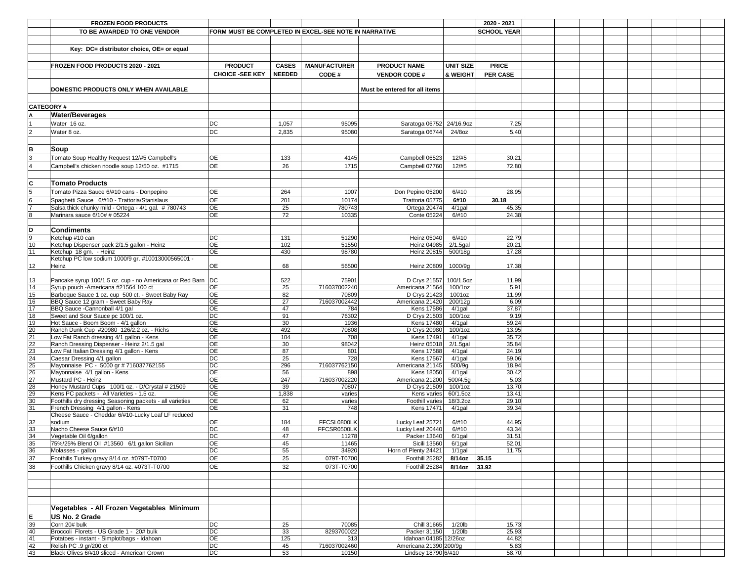| | FROZEN FOOD PRODUCTS | | | | | | 2020 - 2021 |
|---|---|---|---|---|---|---|---|
| | TO BE AWARDED TO ONE VENDOR | FORM MUST BE COMPLETED IN EXCEL-SEE NOTE IN NARRATIVE | | | | | SCHOOL YEAR |
| | Key: DC= distributor choice, OE= or equal | | | | | | |
| | FROZEN FOOD PRODUCTS 2020 - 2021 | PRODUCT | CASES | MANUFACTURER | PRODUCT NAME | UNIT SIZE | PRICE |
| | | CHOICE -SEE KEY | NEEDED | CODE # | VENDOR CODE # | & WEIGHT | PER CASE |
| | DOMESTIC PRODUCTS ONLY WHEN AVAILABLE | | | | Must be entered for all items | | |
| CATEGORY # | | | | | | | |
| A | Water/Beverages | | | | | | |
| 1 | Water 16 oz. | DC | 1,057 | 95095 | Saratoga 06752 | 24/16.9oz | 7.25 |
| 2 | Water 8 oz. | DC | 2,835 | 95080 | Saratoga 06744 | 24/8oz | 5.40 |
| B | Soup | | | | | | |
| 3 | Tomato Soup Healthy Request 12/#5 Campbell's | OE | 133 | 4145 | Campbell 06523 | 12/#5 | 30.21 |
| 4 | Campbell's chicken noodle soup 12/50 oz. #1715 | OE | 26 | 1715 | Campbell 07760 | 12/#5 | 72.80 |
| C | Tomato Products | | | | | | |
| 5 | Tomato Pizza Sauce 6/#10 cans - Donpepino | OE | 264 | 1007 | Don Pepino 05200 | 6/#10 | 28.95 |
| 6 | Spaghetti Sauce 6/#10 - Trattoria/Stanislaus | OE | 201 | 10174 | Trattoria 05775 | 6#10 | 30.18 |
| 7 | Salsa thick chunky mild - Ortega - 4/1 gal. # 780743 | OE | 25 | 780743 | Ortega 20474 | 4/1gal | 45.35 |
| 8 | Marinara sauce 6/10# # 05224 | OE | 72 | 10335 | Conte 05224 | 6/#10 | 24.38 |
| D | Condiments | | | | | | |
| 9 | Ketchup #10 can | DC | 131 | 51290 | Heinz 05040 | 6/#10 | 22.79 |
| 10 | Ketchup Dispenser pack 2/1.5 gallon - Heinz | OE | 102 | 51550 | Heinz 04985 | 2/1.5gal | 20.21 |
| 11 | Ketchup 18 gm. - Heinz | OE | 430 | 98780 | Heinz 20815 | 500/18g | 17.28 |
| 12 | Ketchup PC low sodium 1000/9 gr. #10013000565001 - Heinz | OE | 68 | 56500 | Heinz 20809 | 1000/9g | 17.38 |
| 13 | Pancake syrup 100/1.5 oz. cup - no Americana or Red Barn | DC | 522 | 75901 | D Crys 21557 | 100/1.5oz | 11.99 |
| 14 | Syrup pouch -Americana #21564 100 ct | OE | 25 | 716037002240 | Americana 21564 | 100/1oz | 5.91 |
| 15 | Barbeque Sauce 1 oz. cup 500 ct. - Sweet Baby Ray | OE | 82 | 70809 | D Crys 21423 | 1001oz | 11.99 |
| 16 | BBQ Sauce 12 gram - Sweet Baby Ray | OE | 27 | 716037002442 | Americana 21420 | 200/12g | 6.09 |
| 17 | BBQ Sauce -Cannonball 4/1 gal | OE | 47 | 784 | Kens 17586 | 4/1gal | 37.87 |
| 18 | Sweet and Sour Sauce pc 100/1 oz. | DC | 91 | 76302 | D Crys 21503 | 100/1oz | 9.19 |
| 19 | Hot Sauce - Boom Boom - 4/1 gallon | OE | 30 | 1936 | Kens 17480 | 4/1gal | 59.24 |
| 20 | Ranch Dunk Cup #20980 126/2.2 oz. - Richs | OE | 492 | 70808 | D Crys 20980 | 100/1oz | 13.95 |
| 21 | Low Fat Ranch dressing 4/1 gallon - Kens | OE | 104 | 708 | Kens 17491 | 4/1gal | 35.72 |
| 22 | Ranch Dressing Dispenser - Heinz 2/1.5 gal | OE | 30 | 98042 | Heinz 05018 | 2/1.5gal | 35.84 |
| 23 | Low Fat Italian Dressing 4/1 gallon - Kens | OE | 87 | 801 | Kens 17588 | 4/1gal | 24.19 |
| 24 | Caesar Dressing 4/1 gallon | DC | 25 | 728 | Kens 17567 | 4/1gal | 59.06 |
| 25 | Mayonnaise PC - 5000 gr # 716037762155 | DC | 296 | 716037762150 | Americana 21145 | 500/9g | 18.94 |
| 26 | Mayonnaise 4/1 gallon - Kens | OE | 56 | 898 | Kens 18050 | 4/1gal | 30.42 |
| 27 | Mustard PC - Heinz | OE | 247 | 716037002220 | Americana 21200 | 500/4.5g | 5.03 |
| 28 | Honey Mustard Cups 100/1 oz. - D/Crystal # 21509 | OE | 39 | 70807 | D Crys 21509 | 100/1oz | 13.70 |
| 29 | Kens PC packets - All Varieties - 1.5 oz. | OE | 1,838 | varies | Kens varies | 60/1.5oz | 13.41 |
| 30 | Foothills dry dressing Seasoning packets - all varieties | OE | 62 | varies | Foothill varies | 18/3.2oz | 29.10 |
| 31 | French Dressing 4/1 gallon - Kens | OE | 31 | 748 | Kens 17471 | 4/1gal | 39.34 |
| 32 | Cheese Sauce - Cheddar 6/#10-Lucky Leaf LF reduced sodium | OE | 184 | FFCSL0800LK | Lucky Leaf 25721 | 6/#10 | 44.95 |
| 33 | Nacho Cheese Sauce 6/#10 | DC | 48 | FFCSR0500LK | Lucky Leaf 20440 | 6/#10 | 43.34 |
| 34 | Vegetable Oil 6/gallon | DC | 47 | 11278 | Packer 13640 | 6/1gal | 31.51 |
| 35 | 75%/25% Blend Oil #13560 6/1 gallon Sicilian | OE | 45 | 11465 | Sicili 13560 | 6/1gal | 52.01 |
| 36 | Molasses - gallon | DC | 55 | 34920 | Horn of Plenty 24421 | 1/1gal | 11.75 |
| 37 | Foothills Turkey gravy 8/14 oz. #079T-T0700 | OE | 25 | 079T-T0700 | Foothill 25282 | 8/14oz | 35.15 |
| 38 | Foothills Chicken gravy 8/14 oz. #073T-T0700 | OE | 32 | 073T-T0700 | Foothill 25284 | 8/14oz | 33.92 |
| E | Vegetables - All Frozen Vegetables Minimum US No. 2 Grade | | | | | | |
| 39 | Corn 20# bulk | DC | 25 | 70085 | Chill 31665 | 1/20lb | 15.73 |
| 40 | Broccoli Florets - US Grade 1 - 20# bulk | DC | 33 | 8293700022 | Packer 31150 | 1/20lb | 25.93 |
| 41 | Potatoes - instant - Simplot/bags - Idahoan | OE | 125 | 313 | Idahoan 04185 | 12/26oz | 44.82 |
| 42 | Relish PC .9 gr/200 ct | DC | 45 | 716037002460 | Americana 21390 | 200/9g | 5.83 |
| 43 | Black Olives 6/#10 sliced - American Grown | DC | 53 | 10150 | Lindsey 18790 | 6/#10 | 58.70 |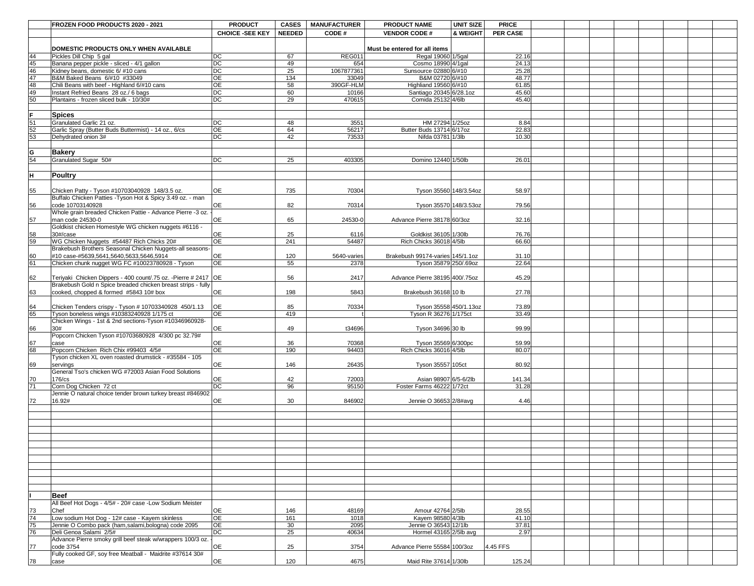| | FROZEN FOOD PRODUCTS 2020 - 2021 | PRODUCT | CASES | MANUFACTURER | PRODUCT NAME | UNIT SIZE | PRICE | | | | | | | | |
|---|---|---|---|---|---|---|---|---|---|---|---|---|---|---|---|
| | | CHOICE -SEE KEY | NEEDED | CODE # | VENDOR CODE # | & WEIGHT | PER CASE | | | | | | | | |
| | DOMESTIC PRODUCTS ONLY WHEN AVAILABLE | | | | Must be entered for all items | | | | | | | | | | |
| 44 | Pickles Dill Chip 5 gal | DC | 67 | REG011 | Regal 19060 | 1/5gal | 22.16 | | | | | | | | |
| 45 | Banana pepper pickle - sliced - 4/1 gallon | DC | 49 | 654 | Cosmo 18990 | 4/1gal | 24.13 | | | | | | | | |
| 46 | Kidney beans, domestic 6/ #10 cans | DC | 25 | 1067877361 | Sunsource 02880 | 6/#10 | 25.28 | | | | | | | | |
| 47 | B&M Baked Beans 6/#10 #33049 | OE | 134 | 33049 | B&M 02720 | 6/#10 | 48.77 | | | | | | | | |
| 48 | Chili Beans with beef - Highland 6/#10 cans | OE | 58 | 390GF-HLM | Highliand 19560 | 6/#10 | 61.85 | | | | | | | | |
| 49 | Instant Refried Beans 28 oz./ 6 bags | DC | 60 | 10166 | Santiago 20345 | 6/28.1oz | 45.60 | | | | | | | | |
| 50 | Plantains - frozen sliced bulk - 10/30# | DC | 29 | 470615 | Comida 25132 | 4/6lb | 45.40 | | | | | | | | |
| F | **Spices** | | | | | | | | | | | | | | |
| 51 | Granulated Garlic 21 oz. | DC | 48 | 3551 | HM 27294 | 1/25oz | 8.84 | | | | | | | | |
| 52 | Garlic Spray (Butter Buds Buttermist) - 14 oz., 6/cs | OE | 64 | 56217 | Butter Buds 13714 | 6/17oz | 22.83 | | | | | | | | |
| 53 | Dehydrated onion 3# | DC | 42 | 73533 | Nifda 03781 | 1/3lb | 10.30 | | | | | | | | |
| G | **Bakery** | | | | | | | | | | | | | | |
| 54 | Granulated Sugar 50# | DC | 25 | 403305 | Domino 12440 | 1/50lb | 26.01 | | | | | | | | |
| H | **Poultry** | | | | | | | | | | | | | | |
| 55 | Chicken Patty - Tyson #10703040928 148/3.5 oz. | OE | 735 | 70304 | Tyson 35560 | 148/3.54oz | 58.97 | | | | | | | | |
| 56 | Buffalo Chicken Patties -Tyson Hot & Spicy 3.49 oz. - man code 10703140928 | OE | 82 | 70314 | Tyson 35570 | 148/3.53oz | 79.56 | | | | | | | | |
| 57 | Whole grain breaded Chicken Pattie - Advance Pierre -3 oz. - man code 24530-0 | OE | 65 | 24530-0 | Advance Pierre 38178 | 60/3oz | 32.16 | | | | | | | | |
| 58 | Goldkist chicken Homestyle WG chicken nuggets #6116 - 30#/case | OE | 25 | 6116 | Goldkist 36105 | 1/30lb | 76.76 | | | | | | | | |
| 59 | WG Chicken Nuggets #54487 Rich Chicks 20# | OE | 241 | 54487 | Rich Chicks 36018 | 4/5lb | 66.60 | | | | | | | | |
| 60 | Brakebush Brothers Seasonal Chicken Nuggets-all seasons-#10 case-#5639,5641,5640,5633,5646,5914 | OE | 120 | 5640-varies | Brakebush 99174-varies | 145/1.1oz | 31.10 | | | | | | | | |
| 61 | Chicken chunk nugget WG FC #10023780928 - Tyson | OE | 55 | 2378 | Tyson 35879 | 250/.69oz | 22.64 | | | | | | | | |
| 62 | Teriyaki Chicken Dippers - 400 count/.75 oz. -Pierre # 2417 | OE | 56 | 2417 | Advance Pierre 38195 | 400/.75oz | 45.29 | | | | | | | | |
| 63 | Brakebush Gold n Spice breaded chicken breast strips - fully cooked, chopped & formed #5843 10# box | OE | 198 | 5843 | Brakebush 36168 | 10 lb | 27.78 | | | | | | | | |
| 64 | Chicken Tenders crispy - Tyson # 10703340928 450/1.13 | OE | 85 | 70334 | Tyson 35558 | 450/1.13oz | 73.89 | | | | | | | | |
| 65 | Tyson boneless wings #10383240928 1/175 ct | OE | 419 | t | Tyson R 36276 | 1/175ct | 33.49 | | | | | | | | |
| 66 | Chicken Wings - 1st & 2nd sections-Tyson #10346960928-30# | OE | 49 | t34696 | Tyson 34696 | 30 lb | 99.99 | | | | | | | | |
| 67 | Popcorn Chicken Tyson #10703680928 4/300 pc 32.79# case | OE | 36 | 70368 | Tyson 35569 | 6/300pc | 59.99 | | | | | | | | |
| 68 | Popcorn Chicken Rich Chix #99403 4/5# | OE | 190 | 94403 | Rich Chicks 36016 | 4/5lb | 80.07 | | | | | | | | |
| 69 | Tyson chicken XL oven roasted drumstick - #35584 - 105 servings | OE | 146 | 26435 | Tyson 35557 | 105ct | 80.92 | | | | | | | | |
| 70 | General Tso's chicken WG #72003 Asian Food Solutions 176/cs | OE | 42 | 72003 | Asian 98907 | 6/5-6/2lb | 141.34 | | | | | | | | |
| 71 | Corn Dog Chicken 72 ct | DC | 96 | 95150 | Foster Farms 46222 | 1/72ct | 31.28 | | | | | | | | |
| 72 | Jennie O natural choice tender brown turkey breast #846902 16.92# | OE | 30 | 846902 | Jennie O 36653 | 2/8#avg | 4.46 | | | | | | | | |
| I | **Beef** | | | | | | | | | | | | | | |
| 73 | All Beef Hot Dogs - 4/5# - 20# case -Low Sodium Meister Chef | OE | 146 | 48169 | Amour 42764 | 2/5lb | 28.55 | | | | | | | | |
| 74 | Low sodium Hot Dog - 12# case - Kayem skinless | OE | 161 | 1018 | Kayem 98580 | 4/3lb | 41.10 | | | | | | | | |
| 75 | Jennie O Combo pack (ham,salami,bologna) code 2095 | OE | 30 | 2095 | Jennie O 36543 | 12/1lb | 37.81 | | | | | | | | |
| 76 | Deli Genoa Salami 2/5# | DC | 25 | 40634 | Hormel 43165 | 2/5lb avg | 2.97 | | | | | | | | |
| 77 | Advance Pierre smoky grill beef steak w/wrappers 100/3 oz. - code 3754 | OE | 25 | 3754 | Advance Pierre 55584 | 100/3oz | 4.45 FFS | | | | | | | | |
| 78 | Fully cooked GF, soy free Meatball - Maidrite #37614 30# case | OE | 120 | 4675 | Maid Rite 37614 | 1/30lb | 125.24 | | | | | | | | |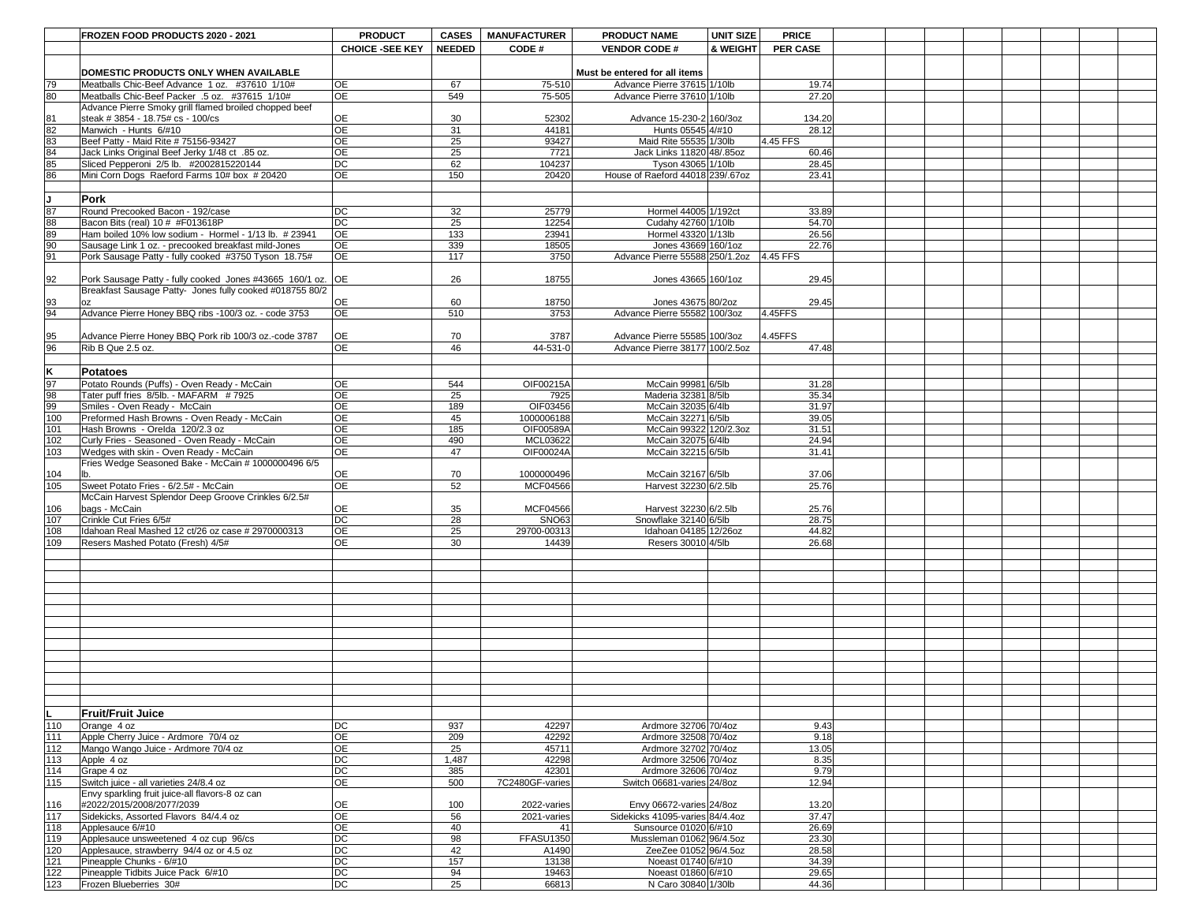| | FROZEN FOOD PRODUCTS 2020 - 2021 | PRODUCT | CASES | MANUFACTURER | PRODUCT NAME | UNIT SIZE | PRICE |
|---|---|---|---|---|---|---|---|
| | | CHOICE -SEE KEY | NEEDED | CODE # | VENDOR CODE # | & WEIGHT | PER CASE |
| | DOMESTIC PRODUCTS ONLY WHEN AVAILABLE | | | | Must be entered for all items | | |
| 79 | Meatballs Chic-Beef Advance 1 oz. #37610 1/10# | OE | 67 | 75-510 | Advance Pierre 37615 | 1/10lb | 19.74 |
| 80 | Meatballs Chic-Beef Packer .5 oz. #37615 1/10# | OE | 549 | 75-505 | Advance Pierre 37610 | 1/10lb | 27.20 |
| 81 | Advance Pierre Smoky grill flamed broiled chopped beef steak # 3854 - 18.75# cs - 100/cs | OE | 30 | 52302 | Advance 15-230-2 | 160/3oz | 134.20 |
| 82 | Manwich - Hunts 6/#10 | OE | 31 | 44181 | Hunts 05545 | 4/#10 | 28.12 |
| 83 | Beef Patty - Maid Rite # 75156-93427 | OE | 25 | 93427 | Maid Rite 55535 | 1/30lb | 4.45 FFS |
| 84 | Jack Links Original Beef Jerky 1/48 ct .85 oz. | OE | 25 | 7721 | Jack Links 11820 | 48/.85oz | 60.46 |
| 85 | Sliced Pepperoni 2/5 lb. #2002815220144 | DC | 62 | 104237 | Tyson 43065 | 1/10lb | 28.45 |
| 86 | Mini Corn Dogs Raeford Farms 10# box # 20420 | OE | 150 | 20420 | House of Raeford 44018 | 239/.67oz | 23.41 |
| J | **Pork** | | | | | | |
| 87 | Round Precooked Bacon - 192/case | DC | 32 | 25779 | Hormel 44005 | 1/192ct | 33.89 |
| 88 | Bacon Bits (real) 10 # #F013618P | DC | 25 | 12254 | Cudahy 42760 | 1/10lb | 54.70 |
| 89 | Ham boiled 10% low sodium - Hormel - 1/13 lb. # 23941 | OE | 133 | 23941 | Hormel 43320 | 1/13lb | 26.56 |
| 90 | Sausage Link 1 oz. - precooked breakfast mild-Jones | OE | 339 | 18505 | Jones 43669 | 160/1oz | 22.76 |
| 91 | Pork Sausage Patty - fully cooked #3750 Tyson 18.75# | OE | 117 | 3750 | Advance Pierre 55588 | 250/1.2oz | 4.45 FFS |
| 92 | Pork Sausage Patty - fully cooked Jones #43665 160/1 oz. | OE | 26 | 18755 | Jones 43665 | 160/1oz | 29.45 |
| 93 | Breakfast Sausage Patty- Jones fully cooked #018755 80/2 oz | OE | 60 | 18750 | Jones 43675 | 80/2oz | 29.45 |
| 94 | Advance Pierre Honey BBQ ribs -100/3 oz. - code 3753 | OE | 510 | 3753 | Advance Pierre 55582 | 100/3oz | 4.45FFS |
| 95 | Advance Pierre Honey BBQ Pork rib 100/3 oz.-code 3787 | OE | 70 | 3787 | Advance Pierre 55585 | 100/3oz | 4.45FFS |
| 96 | Rib B Que 2.5 oz. | OE | 46 | 44-531-0 | Advance Pierre 38177 | 100/2.5oz | 47.48 |
| K | **Potatoes** | | | | | | |
| 97 | Potato Rounds (Puffs) - Oven Ready - McCain | OE | 544 | OIF00215A | McCain 99981 | 6/5lb | 31.28 |
| 98 | Tater puff fries 8/5lb. - MAFARM # 7925 | OE | 25 | 7925 | Maderia 32381 | 8/5lb | 35.34 |
| 99 | Smiles - Oven Ready - McCain | OE | 189 | OIF03456 | McCain 32035 | 6/4lb | 31.97 |
| 100 | Preformed Hash Browns - Oven Ready - McCain | OE | 45 | 1000006188 | McCain 32271 | 6/5lb | 39.05 |
| 101 | Hash Browns - Orelda 120/2.3 oz | OE | 185 | OIF00589A | McCain 99322 | 120/2.3oz | 31.51 |
| 102 | Curly Fries - Seasoned - Oven Ready - McCain | OE | 490 | MCL03622 | McCain 32075 | 6/4lb | 24.94 |
| 103 | Wedges with skin - Oven Ready - McCain | OE | 47 | OIF00024A | McCain 32215 | 6/5lb | 31.41 |
| 104 | Fries Wedge Seasoned Bake - McCain # 1000000496 6/5 lb. | OE | 70 | 1000000496 | McCain 32167 | 6/5lb | 37.06 |
| 105 | Sweet Potato Fries - 6/2.5# - McCain | OE | 52 | MCF04566 | Harvest 32230 | 6/2.5lb | 25.76 |
| 106 | McCain Harvest Splendor Deep Groove Crinkles 6/2.5# bags - McCain | OE | 35 | MCF04566 | Harvest 32230 | 6/2.5lb | 25.76 |
| 107 | Crinkle Cut Fries 6/5# | DC | 28 | SNO63 | Snowflake 32140 | 6/5lb | 28.75 |
| 108 | Idahoan Real Mashed 12 ct/26 oz case # 2970000313 | OE | 25 | 29700-00313 | Idahoan 04185 | 12/26oz | 44.82 |
| 109 | Resers Mashed Potato (Fresh) 4/5# | OE | 30 | 14439 | Resers 30010 | 4/5lb | 26.68 |
| L | **Fruit/Fruit Juice** | | | | | | |
| 110 | Orange 4 oz | DC | 937 | 42297 | Ardmore 32706 | 70/4oz | 9.43 |
| 111 | Apple Cherry Juice - Ardmore 70/4 oz | OE | 209 | 42292 | Ardmore 32508 | 70/4oz | 9.18 |
| 112 | Mango Wango Juice - Ardmore 70/4 oz | OE | 25 | 45711 | Ardmore 32702 | 70/4oz | 13.05 |
| 113 | Apple 4 oz | DC | 1,487 | 42298 | Ardmore 32506 | 70/4oz | 8.35 |
| 114 | Grape 4 oz | DC | 385 | 42301 | Ardmore 32606 | 70/4oz | 9.79 |
| 115 | Switch juice - all varieties 24/8.4 oz | OE | 500 | 7C2480GF-varies | Switch 06681-varies | 24/8oz | 12.94 |
| 116 | Envy sparkling fruit juice-all flavors-8 oz can #2022/2015/2008/2077/2039 | OE | 100 | 2022-varies | Envy 06672-varies | 24/8oz | 13.20 |
| 117 | Sidekicks, Assorted Flavors 84/4.4 oz | OE | 56 | 2021-varies | Sidekicks 41095-varies | 84/4.4oz | 37.47 |
| 118 | Applesauce 6/#10 | OE | 40 | 41 | Sunsource 01020 | 6/#10 | 26.69 |
| 119 | Applesauce unsweetened 4 oz cup 96/cs | DC | 98 | FFASU1350 | Mussleman 01062 | 96/4.5oz | 23.30 |
| 120 | Applesauce, strawberry 94/4 oz or 4.5 oz | DC | 42 | A1490 | ZeeZee 01052 | 96/4.5oz | 28.58 |
| 121 | Pineapple Chunks - 6/#10 | DC | 157 | 13138 | Noeast 01740 | 6/#10 | 34.39 |
| 122 | Pineapple Tidbits Juice Pack 6/#10 | DC | 94 | 19463 | Noeast 01860 | 6/#10 | 29.65 |
| 123 | Frozen Blueberries 30# | DC | 25 | 66813 | N Caro 30840 | 1/30lb | 44.36 |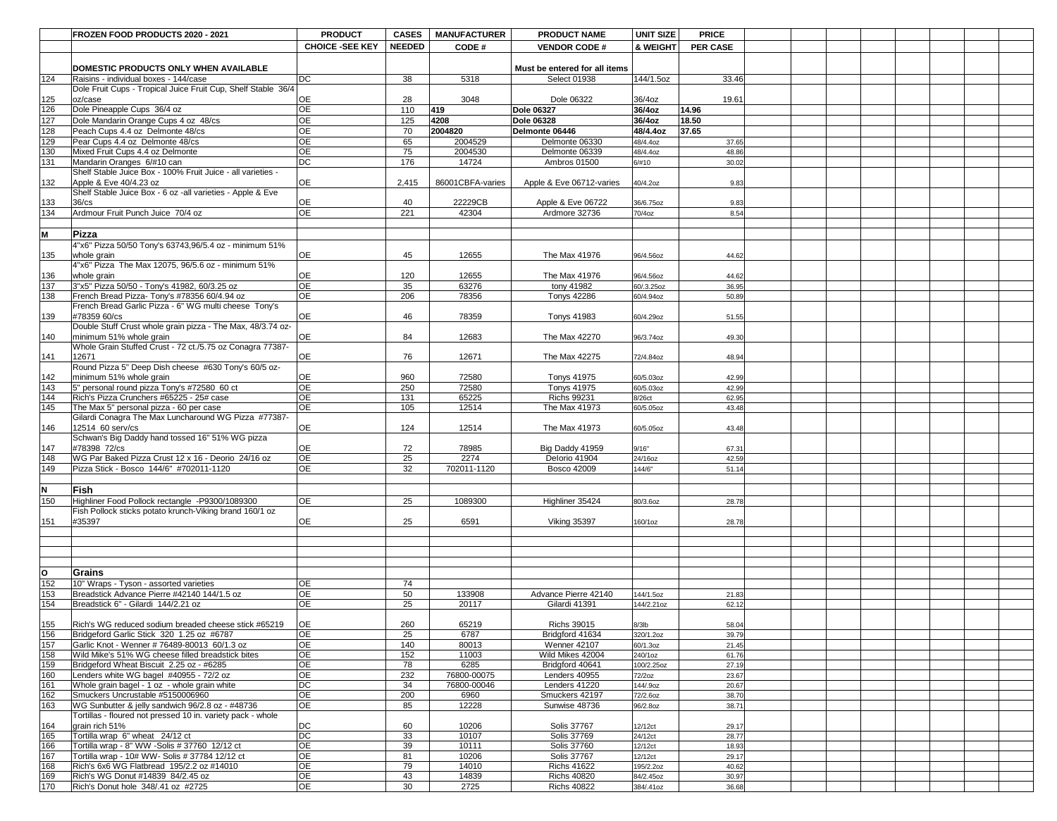| | FROZEN FOOD PRODUCTS 2020 - 2021 | PRODUCT | CASES | MANUFACTURER | PRODUCT NAME | UNIT SIZE | PRICE |
|---|---|---|---|---|---|---|---|
| | | CHOICE -SEE KEY | NEEDED | CODE # | VENDOR CODE # | & WEIGHT | PER CASE |
| | DOMESTIC PRODUCTS ONLY WHEN AVAILABLE | | | | Must be entered for all items | | |
| 124 | Raisins - individual boxes - 144/case | DC | 38 | 5318 | Select 01938 | 144/1.5oz | 33.46 |
| 125 | Dole Fruit Cups - Tropical Juice Fruit Cup, Shelf Stable 36/4 oz/case | OE | 28 | 3048 | Dole 06322 | 36/4oz | 19.61 |
| 126 | Dole Pineapple Cups 36/4 oz | OE | 110 | **419** | **Dole 06327** | **36/4oz** | **14.96** |
| 127 | Dole Mandarin Orange Cups 4 oz 48/cs | OE | 125 | **4208** | **Dole 06328** | **36/4oz** | **18.50** |
| 128 | Peach Cups 4.4 oz Delmonte 48/cs | OE | 70 | **2004820** | **Delmonte 06446** | **48/4.4oz** | **37.65** |
| 129 | Pear Cups 4.4 oz Delmonte 48/cs | OE | 65 | 2004529 | Delmonte 06330 | 48/4.4oz | 37.65 |
| 130 | Mixed Fruit Cups 4.4 oz Delmonte | OE | 75 | 2004530 | Delmonte 06339 | 48/4.4oz | 48.86 |
| 131 | Mandarin Oranges 6/#10 can | DC | 176 | 14724 | Ambros 01500 | 6/#10 | 30.02 |
| 132 | Shelf Stable Juice Box - 100% Fruit Juice - all varieties - Apple & Eve 40/4.23 oz | OE | 2,415 | 86001CBFA-varies | Apple & Eve 06712-varies | 40/4.2oz | 9.83 |
| 133 | Shelf Stable Juice Box - 6 oz -all varieties - Apple & Eve 36/cs | OE | 40 | 22229CB | Apple & Eve 06722 | 36/6.75oz | 9.83 |
| 134 | Ardmour Fruit Punch Juice 70/4 oz | OE | 221 | 42304 | Ardmore 32736 | 70/4oz | 8.54 |
| **M** | **Pizza** | | | | | | |
| 135 | 4"x6" Pizza 50/50 Tony's 63743,96/5.4 oz - minimum 51% whole grain | OE | 45 | 12655 | The Max 41976 | 96/4.56oz | 44.62 |
| 136 | 4"x6" Pizza The Max 12075, 96/5.6 oz - minimum 51% whole grain | OE | 120 | 12655 | The Max 41976 | 96/4.56oz | 44.62 |
| 137 | 3"x5" Pizza 50/50 - Tony's 41982, 60/3.25 oz | OE | 35 | 63276 | tony 41982 | 60/.3.25oz | 36.95 |
| 138 | French Bread Pizza- Tony's #78356 60/4.94 oz | OE | 206 | 78356 | Tonys 42286 | 60/4.94oz | 50.89 |
| 139 | French Bread Garlic Pizza - 6" WG multi cheese Tony's #78359 60/cs | OE | 46 | 78359 | Tonys 41983 | 60/4.29oz | 51.55 |
| 140 | Double Stuff Crust whole grain pizza - The Max, 48/3.74 oz- minimum 51% whole grain | OE | 84 | 12683 | The Max 42270 | 96/3.74oz | 49.30 |
| 141 | Whole Grain Stuffed Crust - 72 ct./5.75 oz Conagra 77387-12671 | OE | 76 | 12671 | The Max 42275 | 72/4.84oz | 48.94 |
| 142 | Round Pizza 5" Deep Dish cheese #630 Tony's 60/5 oz- minimum 51% whole grain | OE | 960 | 72580 | Tonys 41975 | 60/5.03oz | 42.99 |
| 143 | 5" personal round pizza Tony's #72580 60 ct | OE | 250 | 72580 | Tonys 41975 | 60/5.03oz | 42.99 |
| 144 | Rich's Pizza Crunchers #65225 - 25# case | OE | 131 | 65225 | Richs 99231 | 8/26ct | 62.95 |
| 145 | The Max 5" personal pizza - 60 per case | OE | 105 | 12514 | The Max 41973 | 60/5.05oz | 43.48 |
| 146 | Gilardi Conagra The Max Luncharound WG Pizza #77387-12514 60 serv/cs | OE | 124 | 12514 | The Max 41973 | 60/5.05oz | 43.48 |
| 147 | Schwan's Big Daddy hand tossed 16" 51% WG pizza #78398 72/cs | OE | 72 | 78985 | Big Daddy 41959 | 9/16" | 67.31 |
| 148 | WG Par Baked Pizza Crust 12 x 16 - Deorio 24/16 oz | OE | 25 | 2274 | Delorio 41904 | 24/16oz | 42.59 |
| 149 | Pizza Stick - Bosco 144/6" #702011-1120 | OE | 32 | 702011-1120 | Bosco 42009 | 144/6" | 51.14 |
| **N** | **Fish** | | | | | | |
| 150 | Highliner Food Pollock rectangle -P9300/1089300 | OE | 25 | 1089300 | Highliner 35424 | 80/3.6oz | 28.78 |
| 151 | Fish Pollock sticks potato krunch-Viking brand 160/1 oz #35397 | OE | 25 | 6591 | Viking 35397 | 160/1oz | 28.78 |
| **O** | **Grains** | | | | | | |
| 152 | 10" Wraps - Tyson - assorted varieties | OE | 74 | | | | |
| 153 | Breadstick Advance Pierre #42140 144/1.5 oz | OE | 50 | 133908 | Advance Pierre 42140 | 144/1.5oz | 21.83 |
| 154 | Breadstick 6" - Gilardi 144/2.21 oz | OE | 25 | 20117 | Gilardi 41391 | 144/2.21oz | 62.12 |
| 155 | Rich's WG reduced sodium breaded cheese stick #65219 | OE | 260 | 65219 | Richs 39015 | 8/3lb | 58.04 |
| 156 | Bridgeford Garlic Stick 320 1.25 oz #6787 | OE | 25 | 6787 | Bridgford 41634 | 320/1.2oz | 39.79 |
| 157 | Garlic Knot - Wenner # 76489-80013 60/1.3 oz | OE | 140 | 80013 | Wenner 42107 | 60/1.3oz | 21.45 |
| 158 | Wild Mike's 51% WG cheese filled breadstick bites | OE | 152 | 11003 | Wild Mikes 42004 | 240/1oz | 61.76 |
| 159 | Bridgeford Wheat Biscuit 2.25 oz - #6285 | OE | 78 | 6285 | Bridgford 40641 | 100/2.25oz | 27.19 |
| 160 | Lenders white WG bagel #40955 - 72/2 oz | OE | 232 | 76800-00075 | Lenders 40955 | 72/2oz | 23.67 |
| 161 | Whole grain bagel - 1 oz - whole grain white | DC | 34 | 76800-00046 | Lenders 41220 | 144/.9oz | 20.67 |
| 162 | Smuckers Uncrustable #5150006960 | OE | 200 | 6960 | Smuckers 42197 | 72/2.6oz | 38.70 |
| 163 | WG Sunbutter & jelly sandwich 96/2.8 oz - #48736 | OE | 85 | 12228 | Sunwise 48736 | 96/2.8oz | 38.71 |
| 164 | Tortillas - floured not pressed 10 in. variety pack - whole grain rich 51% | DC | 60 | 10206 | Solis 37767 | 12/12ct | 29.17 |
| 165 | Tortilla wrap 6" wheat 24/12 ct | DC | 33 | 10107 | Solis 37769 | 24/12ct | 28.77 |
| 166 | Tortilla wrap - 8" WW -Solis # 37760 12/12 ct | OE | 39 | 10111 | Solis 37760 | 12/12ct | 18.93 |
| 167 | Tortilla wrap - 10# WW- Solis # 37784 12/12 ct | OE | 81 | 10206 | Solis 37767 | 12/12ct | 29.17 |
| 168 | Rich's 6x6 WG Flatbread 195/2.2 oz #14010 | OE | 79 | 14010 | Richs 41622 | 195/2.2oz | 40.62 |
| 169 | Rich's WG Donut #14839 84/2.45 oz | OE | 43 | 14839 | Richs 40820 | 84/2.45oz | 30.97 |
| 170 | Rich's Donut hole 348/.41 oz #2725 | OE | 30 | 2725 | Richs 40822 | 384/.41oz | 36.68 |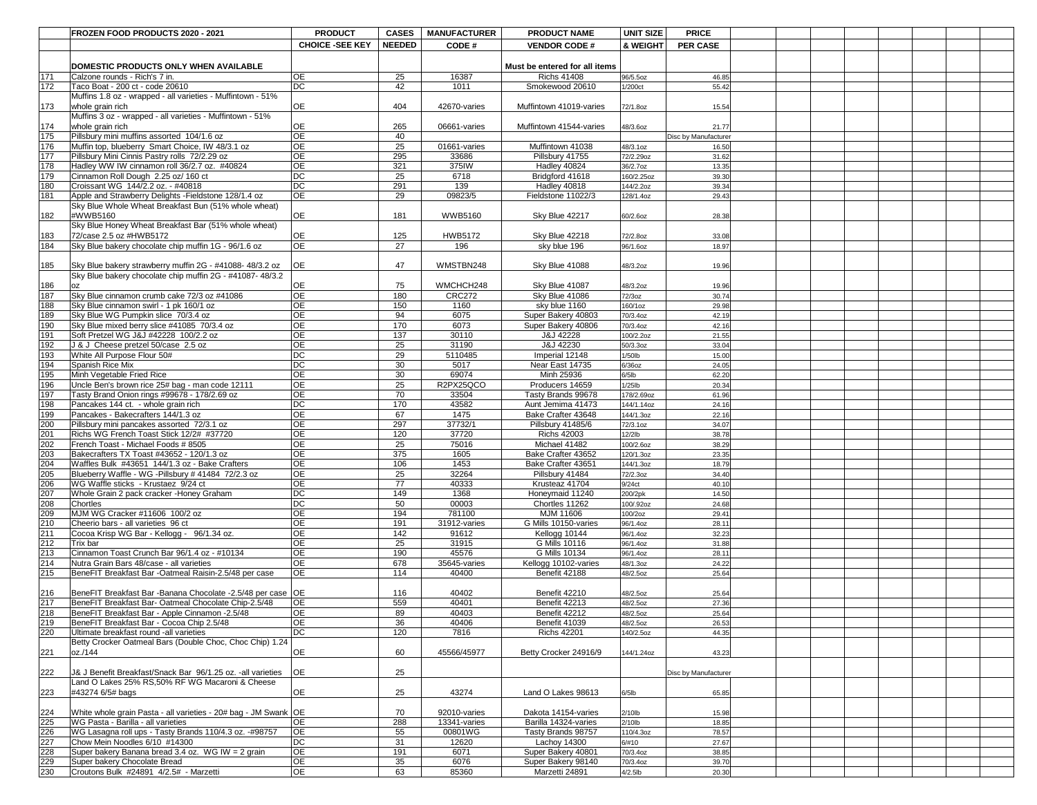| | FROZEN FOOD PRODUCTS 2020 - 2021 | PRODUCT | CASES | MANUFACTURER | PRODUCT NAME | UNIT SIZE | PRICE |
|---|---|---|---|---|---|---|---|
| | | CHOICE -SEE KEY | NEEDED | CODE # | VENDOR CODE # | & WEIGHT | PER CASE |
| | DOMESTIC PRODUCTS ONLY WHEN AVAILABLE | | | | Must be entered for all items | | |
| 171 | Calzone rounds - Rich's 7 in. | OE | 25 | 16387 | Richs 41408 | 96/5.5oz | 46.85 |
| 172 | Taco Boat - 200 ct - code 20610 | DC | 42 | 1011 | Smokewood 20610 | 1/200ct | 55.42 |
| 173 | Muffins 1.8 oz - wrapped - all varieties - Muffintown - 51% whole grain rich | OE | 404 | 42670-varies | Muffintown 41019-varies | 72/1.8oz | 15.54 |
| 174 | Muffins 3 oz - wrapped - all varieties - Muffintown - 51% whole grain rich | OE | 265 | 06661-varies | Muffintown 41544-varies | 48/3.6oz | 21.77 |
| 175 | Pillsbury mini muffins assorted 104/1.6 oz | OE | 40 | | | | Disc by Manufacturer |
| 176 | Muffin top, blueberry Smart Choice, IW 48/3.1 oz | OE | 25 | 01661-varies | Muffintown 41038 | 48/3.1oz | 16.50 |
| 177 | Pillsbury Mini Cinnis Pastry rolls 72/2.29 oz | OE | 295 | 33686 | Pillsbury 41755 | 72/2.29oz | 31.62 |
| 178 | Hadley WW IW cinnamon roll 36/2.7 oz. #40824 | OE | 321 | 375IW | Hadley 40824 | 36/2.7oz | 13.35 |
| 179 | Cinnamon Roll Dough 2.25 oz/ 160 ct | DC | 25 | 6718 | Bridgford 41618 | 160/2.25oz | 39.30 |
| 180 | Croissant WG 144/2.2 oz. - #40818 | DC | 291 | 139 | Hadley 40818 | 144/2.2oz | 39.34 |
| 181 | Apple and Strawberry Delights -Fieldstone 128/1.4 oz | OE | 29 | 09823/5 | Fieldstone 11022/3 | 128/1.4oz | 29.43 |
| 182 | Sky Blue Whole Wheat Breakfast Bun (51% whole wheat) #WWB5160 | OE | 181 | WWB5160 | Sky Blue 42217 | 60/2.6oz | 28.38 |
| 183 | Sky Blue Honey Wheat Breakfast Bar (51% whole wheat) 72/case 2.5 oz #HWB5172 | OE | 125 | HWB5172 | Sky Blue 42218 | 72/2.8oz | 33.08 |
| 184 | Sky Blue bakery chocolate chip muffin 1G - 96/1.6 oz | OE | 27 | 196 | sky blue 196 | 96/1.6oz | 18.97 |
| 185 | Sky Blue bakery strawberry muffin 2G - #41088- 48/3.2 oz | OE | 47 | WMSTBN248 | Sky Blue 41088 | 48/3.2oz | 19.96 |
| 186 | Sky Blue bakery chocolate chip muffin 2G - #41087- 48/3.2 oz | OE | 75 | WMCHCH248 | Sky Blue 41087 | 48/3.2oz | 19.96 |
| 187 | Sky Blue cinnamon crumb cake 72/3 oz #41086 | OE | 180 | CRC272 | Sky Blue 41086 | 72/3oz | 30.74 |
| 188 | Sky Blue cinnamon swirl - 1 pk 160/1 oz | OE | 150 | 1160 | sky blue 1160 | 160/1oz | 29.98 |
| 189 | Sky Blue WG Pumpkin slice 70/3.4 oz | OE | 94 | 6075 | Super Bakery 40803 | 70/3.4oz | 42.19 |
| 190 | Sky Blue mixed berry slice #41085 70/3.4 oz | OE | 170 | 6073 | Super Bakery 40806 | 70/3.4oz | 42.16 |
| 191 | Soft Pretzel WG J&J #42228 100/2.2 oz | OE | 137 | 30110 | J&J 42228 | 100/2.2oz | 21.55 |
| 192 | J & J Cheese pretzel 50/case 2.5 oz | OE | 25 | 31190 | J&J 42230 | 50/3.3oz | 33.04 |
| 193 | White All Purpose Flour 50# | DC | 29 | 5110485 | Imperial 12148 | 1/50lb | 15.00 |
| 194 | Spanish Rice Mix | DC | 30 | 5017 | Near East 14735 | 6/36oz | 24.05 |
| 195 | Minh Vegetable Fried Rice | OE | 30 | 69074 | Minh 25936 | 6/5lb | 62.20 |
| 196 | Uncle Ben's brown rice 25# bag - man code 12111 | OE | 25 | R2PX25QCO | Producers 14659 | 1/25lb | 20.34 |
| 197 | Tasty Brand Onion rings #99678 - 178/2.69 oz | OE | 70 | 33504 | Tasty Brands 99678 | 178/2.69oz | 61.96 |
| 198 | Pancakes 144 ct. - whole grain rich | DC | 170 | 43582 | Aunt Jemima 41473 | 144/1.14oz | 24.16 |
| 199 | Pancakes - Bakecrafters 144/1.3 oz | OE | 67 | 1475 | Bake Crafter 43648 | 144/1.3oz | 22.16 |
| 200 | Pillsbury mini pancakes assorted 72/3.1 oz | OE | 297 | 37732/1 | Pillsbury 41485/6 | 72/3.1oz | 34.07 |
| 201 | Richs WG French Toast Stick 12/2# #37720 | OE | 120 | 37720 | Richs 42003 | 12/2lb | 38.78 |
| 202 | French Toast - Michael Foods # 8505 | OE | 25 | 75016 | Michael 41482 | 100/2.6oz | 38.29 |
| 203 | Bakecrafters TX Toast #43652 - 120/1.3 oz | OE | 375 | 1605 | Bake Crafter 43652 | 120/1.3oz | 23.35 |
| 204 | Waffles Bulk #43651 144/1.3 oz - Bake Crafters | OE | 106 | 1453 | Bake Crafter 43651 | 144/1.3oz | 18.79 |
| 205 | Blueberry Waffle - WG -Pillsbury # 41484 72/2.3 oz | OE | 25 | 32264 | Pillsbury 41484 | 72/2.3oz | 34.40 |
| 206 | WG Waffle sticks - Krustaez 9/24 ct | OE | 77 | 40333 | Krusteaz 41704 | 9/24ct | 40.10 |
| 207 | Whole Grain 2 pack cracker -Honey Graham | DC | 149 | 1368 | Honeymaid 11240 | 200/2pk | 14.50 |
| 208 | Chortles | DC | 50 | 00003 | Chortles 11262 | 100/.92oz | 24.68 |
| 209 | MJM WG Cracker #11606 100/2 oz | OE | 194 | 781100 | MJM 11606 | 100/2oz | 29.41 |
| 210 | Cheerio bars - all varieties 96 ct | OE | 191 | 31912-varies | G Mills 10150-varies | 96/1.4oz | 28.11 |
| 211 | Cocoa Krisp WG Bar - Kellogg - 96/1.34 oz. | OE | 142 | 91612 | Kellogg 10144 | 96/1.4oz | 32.23 |
| 212 | Trix bar | OE | 25 | 31915 | G Mills 10116 | 96/1.4oz | 31.88 |
| 213 | Cinnamon Toast Crunch Bar 96/1.4 oz - #10134 | OE | 190 | 45576 | G Mills 10134 | 96/1.4oz | 28.11 |
| 214 | Nutra Grain Bars 48/case - all varieties | OE | 678 | 35645-varies | Kellogg 10102-varies | 48/1.3oz | 24.22 |
| 215 | BeneFIT Breakfast Bar -Oatmeal Raisin-2.5/48 per case | OE | 114 | 40400 | Benefit 42188 | 48/2.5oz | 25.64 |
| 216 | BeneFIT Breakfast Bar -Banana Chocolate -2.5/48 per case | OE | 116 | 40402 | Benefit 42210 | 48/2.5oz | 25.64 |
| 217 | BeneFIT Breakfast Bar- Oatmeal Chocolate Chip-2.5/48 | OE | 559 | 40401 | Benefit 42213 | 48/2.5oz | 27.36 |
| 218 | BeneFIT Breakfast Bar - Apple Cinnamon -2.5/48 | OE | 89 | 40403 | Benefit 42212 | 48/2.5oz | 25.64 |
| 219 | BeneFIT Breakfast Bar - Cocoa Chip 2.5/48 | OE | 36 | 40406 | Benefit 41039 | 48/2.5oz | 26.53 |
| 220 | Ultimate breakfast round -all varieties | DC | 120 | 7816 | Richs 42201 | 140/2.5oz | 44.35 |
| 221 | Betty Crocker Oatmeal Bars (Double Choc, Choc Chip) 1.24 oz./144 | OE | 60 | 45566/45977 | Betty Crocker 24916/9 | 144/1.24oz | 43.23 |
| 222 | J& J Benefit Breakfast/Snack Bar 96/1.25 oz. -all varieties | OE | 25 | | | | Disc by Manufacturer |
| 223 | Land O Lakes 25% RS,50% RF WG Macaroni & Cheese #43274 6/5# bags | OE | 25 | 43274 | Land O Lakes 98613 | 6/5lb | 65.85 |
| 224 | White whole grain Pasta - all varieties - 20# bag - JM Swank | OE | 70 | 92010-varies | Dakota 14154-varies | 2/10lb | 15.98 |
| 225 | WG Pasta - Barilla - all varieties | OE | 288 | 13341-varies | Barilla 14324-varies | 2/10lb | 18.85 |
| 226 | WG Lasagna roll ups - Tasty Brands 110/4.3 oz. -#98757 | OE | 55 | 00801WG | Tasty Brands 98757 | 110/4.3oz | 78.57 |
| 227 | Chow Mein Noodles 6/10 #14300 | DC | 31 | 12620 | Lachoy 14300 | 6/#10 | 27.67 |
| 228 | Super bakery Banana bread 3.4 oz. WG IW = 2 grain | OE | 191 | 6071 | Super Bakery 40801 | 70/3.4oz | 38.85 |
| 229 | Super bakery Chocolate Bread | OE | 35 | 6076 | Super Bakery 98140 | 70/3.4oz | 39.70 |
| 230 | Croutons Bulk #24891 4/2.5# - Marzetti | OE | 63 | 85360 | Marzetti 24891 | 4/2.5lb | 20.30 |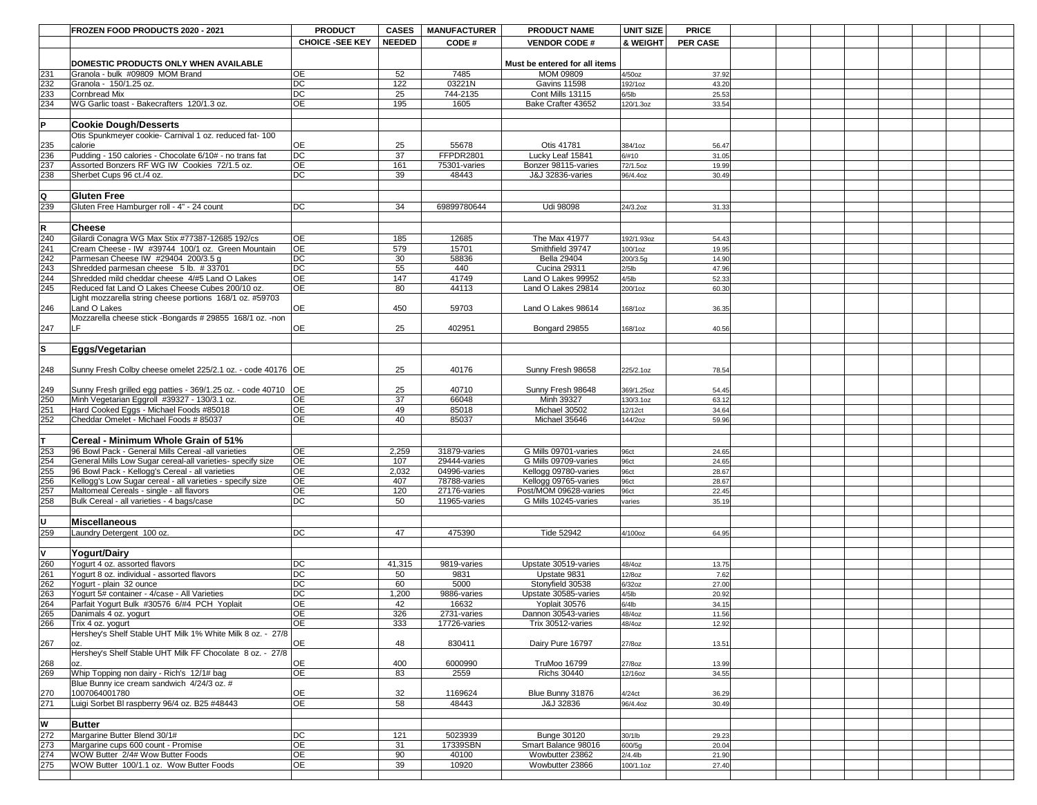| | FROZEN FOOD PRODUCTS 2020 - 2021 | PRODUCT | CASES | MANUFACTURER | PRODUCT NAME | UNIT SIZE | PRICE | | | | | | | | |
|---|---|---|---|---|---|---|---|---|---|---|---|---|---|---|---|
| | | CHOICE -SEE KEY | NEEDED | CODE # | VENDOR CODE # | & WEIGHT | PER CASE | | | | | | | | |
| | DOMESTIC PRODUCTS ONLY WHEN AVAILABLE | | | | Must be entered for all items | | | | | | | | | | |
| 231 | Granola - bulk #09809 MOM Brand | OE | 52 | 7485 | MOM 09809 | 4/50oz | 37.92 | | | | | | | | |
| 232 | Granola - 150/1.25 oz. | DC | 122 | 03221N | Gavins 11598 | 192/1oz | 43.20 | | | | | | | | |
| 233 | Cornbread Mix | DC | 25 | 744-2135 | Cont Mills 13115 | 6/5lb | 25.53 | | | | | | | | |
| 234 | WG Garlic toast - Bakecrafters 120/1.3 oz. | OE | 195 | 1605 | Bake Crafter 43652 | 120/1.3oz | 33.54 | | | | | | | | |
| P | Cookie Dough/Desserts | | | | | | | | | | | | | | |
| 235 | Otis Spunkmeyer cookie- Carnival 1 oz. reduced fat- 100 calorie | OE | 25 | 55678 | Otis 41781 | 384/1oz | 56.47 | | | | | | | | |
| 236 | Pudding - 150 calories - Chocolate 6/10# - no trans fat | DC | 37 | FFPDR2801 | Lucky Leaf 15841 | 6/#10 | 31.05 | | | | | | | | |
| 237 | Assorted Bonzers RF WG IW Cookies 72/1.5 oz. | OE | 161 | 75301-varies | Bonzer 98115-varies | 72/1.5oz | 19.99 | | | | | | | | |
| 238 | Sherbet Cups 96 ct./4 oz. | DC | 39 | 48443 | J&J 32836-varies | 96/4.4oz | 30.49 | | | | | | | | |
| Q | Gluten Free | | | | | | | | | | | | | | |
| 239 | Gluten Free Hamburger roll - 4" - 24 count | DC | 34 | 69899780644 | Udi 98098 | 24/3.2oz | 31.33 | | | | | | | | |
| R | Cheese | | | | | | | | | | | | | | |
| 240 | Gilardi Conagra WG Max Stix #77387-12685 192/cs | OE | 185 | 12685 | The Max 41977 | 192/1.93oz | 54.43 | | | | | | | | |
| 241 | Cream Cheese - IW #39744 100/1 oz. Green Mountain | OE | 579 | 15701 | Smithfield 39747 | 100/1oz | 19.95 | | | | | | | | |
| 242 | Parmesan Cheese IW #29404 200/3.5 g | DC | 30 | 58836 | Bella 29404 | 200/3.5g | 14.90 | | | | | | | | |
| 243 | Shredded parmesan cheese 5 lb. # 33701 | DC | 55 | 440 | Cucina 29311 | 2/5lb | 47.96 | | | | | | | | |
| 244 | Shredded mild cheddar cheese 4/#5 Land O Lakes | OE | 147 | 41749 | Land O Lakes 99952 | 4/5lb | 52.33 | | | | | | | | |
| 245 | Reduced fat Land O Lakes Cheese Cubes 200/10 oz. | OE | 80 | 44113 | Land O Lakes 29814 | 200/1oz | 60.30 | | | | | | | | |
| 246 | Light mozzarella string cheese portions 168/1 oz. #59703 Land O Lakes | OE | 450 | 59703 | Land O Lakes 98614 | 168/1oz | 36.35 | | | | | | | | |
| 247 | Mozzarella cheese stick -Bongards # 29855 168/1 oz. -non LF | OE | 25 | 402951 | Bongard 29855 | 168/1oz | 40.56 | | | | | | | | |
| S | Eggs/Vegetarian | | | | | | | | | | | | | | |
| 248 | Sunny Fresh Colby cheese omelet 225/2.1 oz. - code 40176 | OE | 25 | 40176 | Sunny Fresh 98658 | 225/2.1oz | 78.54 | | | | | | | | |
| 249 | Sunny Fresh grilled egg patties - 369/1.25 oz. - code 40710 | OE | 25 | 40710 | Sunny Fresh 98648 | 369/1.25oz | 54.45 | | | | | | | | |
| 250 | Minh Vegetarian Eggroll #39327 - 130/3.1 oz. | OE | 37 | 66048 | Minh 39327 | 130/3.1oz | 63.12 | | | | | | | | |
| 251 | Hard Cooked Eggs - Michael Foods #85018 | OE | 49 | 85018 | Michael 30502 | 12/12ct | 34.64 | | | | | | | | |
| 252 | Cheddar Omelet - Michael Foods # 85037 | OE | 40 | 85037 | Michael 35646 | 144/2oz | 59.96 | | | | | | | | |
| T | Cereal - Minimum Whole Grain of 51% | | | | | | | | | | | | | | |
| 253 | 96 Bowl Pack - General Mills Cereal -all varieties | OE | 2,259 | 31879-varies | G Mills 09701-varies | 96ct | 24.65 | | | | | | | | |
| 254 | General Mills Low Sugar cereal-all varieties- specify size | OE | 107 | 29444-varies | G Mills 09709-varies | 96ct | 24.65 | | | | | | | | |
| 255 | 96 Bowl Pack - Kellogg's Cereal - all varieties | OE | 2,032 | 04996-varies | Kellogg 09780-varies | 96ct | 28.67 | | | | | | | | |
| 256 | Kellogg's Low Sugar cereal - all varieties - specify size | OE | 407 | 78788-varies | Kellogg 09765-varies | 96ct | 28.67 | | | | | | | | |
| 257 | Maltomeal Cereals - single - all flavors | OE | 120 | 27176-varies | Post/MOM 09628-varies | 96ct | 22.45 | | | | | | | | |
| 258 | Bulk Cereal - all varieties - 4 bags/case | DC | 50 | 11965-varies | G Mills 10245-varies | varies | 35.19 | | | | | | | | |
| U | Miscellaneous | | | | | | | | | | | | | | |
| 259 | Laundry Detergent 100 oz. | DC | 47 | 475390 | Tide 52942 | 4/100oz | 64.95 | | | | | | | | |
| V | Yogurt/Dairy | | | | | | | | | | | | | | |
| 260 | Yogurt 4 oz. assorted flavors | DC | 41,315 | 9819-varies | Upstate 30519-varies | 48/4oz | 13.75 | | | | | | | | |
| 261 | Yogurt 8 oz. individual - assorted flavors | DC | 50 | 9831 | Upstate 9831 | 12/8oz | 7.62 | | | | | | | | |
| 262 | Yogurt - plain 32 ounce | DC | 60 | 5000 | Stonyfield 30538 | 6/32oz | 27.00 | | | | | | | | |
| 263 | Yogurt 5# container - 4/case - All Varieties | DC | 1,200 | 9886-varies | Upstate 30585-varies | 4/5lb | 20.92 | | | | | | | | |
| 264 | Parfait Yogurt Bulk #30576 6/#4 PCH Yoplait | OE | 42 | 16632 | Yoplait 30576 | 6/4lb | 34.15 | | | | | | | | |
| 265 | Danimals 4 oz. yogurt | OE | 326 | 2731-varies | Dannon 30543-varies | 48/4oz | 11.56 | | | | | | | | |
| 266 | Trix 4 oz. yogurt | OE | 333 | 17726-varies | Trix 30512-varies | 48/4oz | 12.92 | | | | | | | | |
| 267 | Hershey's Shelf Stable UHT Milk 1% White Milk 8 oz. - 27/8 oz. | OE | 48 | 830411 | Dairy Pure 16797 | 27/8oz | 13.51 | | | | | | | | |
| 268 | Hershey's Shelf Stable UHT Milk FF Chocolate 8 oz. - 27/8 oz. | OE | 400 | 6000990 | TruMoo 16799 | 27/8oz | 13.99 | | | | | | | | |
| 269 | Whip Topping non dairy - Rich's 12/1# bag | OE | 83 | 2559 | Richs 30440 | 12/16oz | 34.55 | | | | | | | | |
| 270 | Blue Bunny ice cream sandwich 4/24/3 oz. # 1007064001780 | OE | 32 | 1169624 | Blue Bunny 31876 | 4/24ct | 36.29 | | | | | | | | |
| 271 | Luigi Sorbet Bl raspberry 96/4 oz. B25 #48443 | OE | 58 | 48443 | J&J 32836 | 96/4.4oz | 30.49 | | | | | | | | |
| W | Butter | | | | | | | | | | | | | | |
| 272 | Margarine Butter Blend 30/1# | DC | 121 | 5023939 | Bunge 30120 | 30/1lb | 29.23 | | | | | | | | |
| 273 | Margarine cups 600 count - Promise | OE | 31 | 17339SBN | Smart Balance 98016 | 600/5g | 20.04 | | | | | | | | |
| 274 | WOW Butter 2/4# Wow Butter Foods | OE | 90 | 40100 | Wowbutter 23862 | 2/4.4lb | 21.90 | | | | | | | | |
| 275 | WOW Butter 100/1.1 oz. Wow Butter Foods | OE | 39 | 10920 | Wowbutter 23866 | 100/1.1oz | 27.40 | | | | | | | | |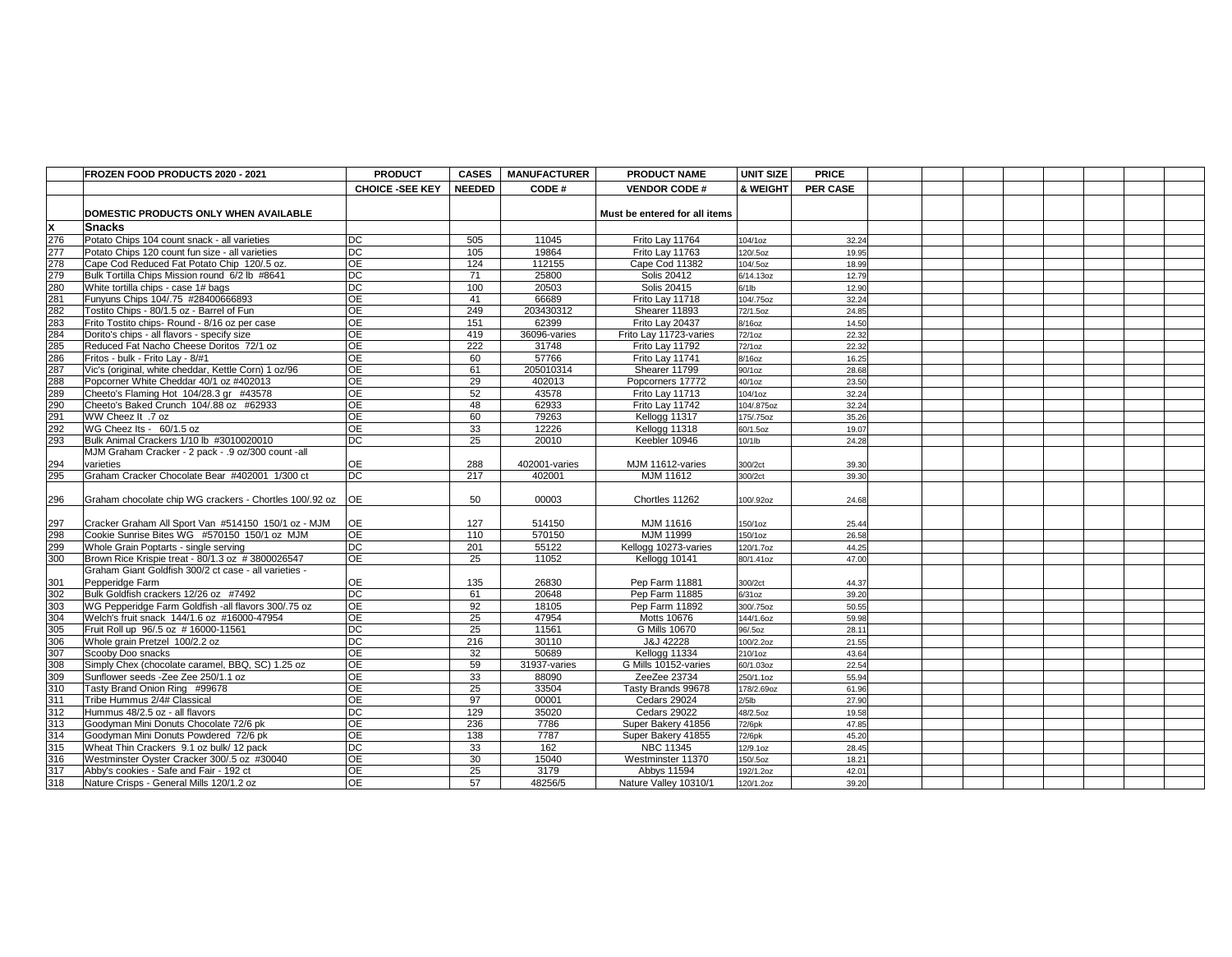| | FROZEN FOOD PRODUCTS 2020 - 2021 | PRODUCT | CASES | MANUFACTURER | PRODUCT NAME | UNIT SIZE | PRICE | | | | | | | | |
|---|---|---|---|---|---|---|---|---|---|---|---|---|---|---|---|
| | | CHOICE -SEE KEY | NEEDED | CODE # | VENDOR CODE # | & WEIGHT | PER CASE | | | | | | | | |
| | DOMESTIC PRODUCTS ONLY WHEN AVAILABLE | | | | Must be entered for all items | | | | | | | | | | |
| X | Snacks | | | | | | | | | | | | | | |
| 276 | Potato Chips 104 count snack - all varieties | DC | 505 | 11045 | Frito Lay 11764 | 104/1oz | 32.24 | | | | | | | | |
| 277 | Potato Chips 120 count fun size - all varieties | DC | 105 | 19864 | Frito Lay 11763 | 120/.5oz | 19.95 | | | | | | | | |
| 278 | Cape Cod Reduced Fat Potato Chip 120/.5 oz. | OE | 124 | 112155 | Cape Cod 11382 | 104/.5oz | 18.99 | | | | | | | | |
| 279 | Bulk Tortilla Chips Mission round 6/2 lb #8641 | DC | 71 | 25800 | Solis 20412 | 6/14.13oz | 12.79 | | | | | | | | |
| 280 | White tortilla chips - case 1# bags | DC | 100 | 20503 | Solis 20415 | 6/1lb | 12.90 | | | | | | | | |
| 281 | Funyuns Chips 104/.75 #28400666893 | OE | 41 | 66689 | Frito Lay 11718 | 104/.75oz | 32.24 | | | | | | | | |
| 282 | Tostito Chips - 80/1.5 oz - Barrel of Fun | OE | 249 | 203430312 | Shearer 11893 | 72/1.5oz | 24.85 | | | | | | | | |
| 283 | Frito Tostito chips- Round - 8/16 oz per case | OE | 151 | 62399 | Frito Lay 20437 | 8/16oz | 14.50 | | | | | | | | |
| 284 | Dorito's chips - all flavors - specify size | OE | 419 | 36096-varies | Frito Lay 11723-varies | 72/1oz | 22.32 | | | | | | | | |
| 285 | Reduced Fat Nacho Cheese Doritos 72/1 oz | OE | 222 | 31748 | Frito Lay 11792 | 72/1oz | 22.32 | | | | | | | | |
| 286 | Fritos - bulk - Frito Lay - 8/#1 | OE | 60 | 57766 | Frito Lay 11741 | 8/16oz | 16.25 | | | | | | | | |
| 287 | Vic's (original, white cheddar, Kettle Corn) 1 oz/96 | OE | 61 | 205010314 | Shearer 11799 | 90/1oz | 28.68 | | | | | | | | |
| 288 | Popcorner White Cheddar 40/1 oz #402013 | OE | 29 | 402013 | Popcorners 17772 | 40/1oz | 23.50 | | | | | | | | |
| 289 | Cheeto's Flaming Hot 104/28.3 gr #43578 | OE | 52 | 43578 | Frito Lay 11713 | 104/1oz | 32.24 | | | | | | | | |
| 290 | Cheeto's Baked Crunch 104/.88 oz #62933 | OE | 48 | 62933 | Frito Lay 11742 | 104/.875oz | 32.24 | | | | | | | | |
| 291 | WW Cheez It .7 oz | OE | 60 | 79263 | Kellogg 11317 | 175/.75oz | 35.26 | | | | | | | | |
| 292 | WG Cheez Its - 60/1.5 oz | OE | 33 | 12226 | Kellogg 11318 | 60/1.5oz | 19.07 | | | | | | | | |
| 293 | Bulk Animal Crackers 1/10 lb #3010020010 | DC | 25 | 20010 | Keebler 10946 | 10/1lb | 24.28 | | | | | | | | |
| 294 | MJM Graham Cracker - 2 pack - .9 oz/300 count -all varieties | OE | 288 | 402001-varies | MJM 11612-varies | 300/2ct | 39.30 | | | | | | | | |
| 295 | Graham Cracker Chocolate Bear #402001 1/300 ct | DC | 217 | 402001 | MJM 11612 | 300/2ct | 39.30 | | | | | | | | |
| 296 | Graham chocolate chip WG crackers - Chortles 100/.92 oz | OE | 50 | 00003 | Chortles 11262 | 100/.92oz | 24.68 | | | | | | | | |
| 297 | Cracker Graham All Sport Van #514150 150/1 oz - MJM | OE | 127 | 514150 | MJM 11616 | 150/1oz | 25.44 | | | | | | | | |
| 298 | Cookie Sunrise Bites WG #570150 150/1 oz MJM | OE | 110 | 570150 | MJM 11999 | 150/1oz | 26.58 | | | | | | | | |
| 299 | Whole Grain Poptarts - single serving | DC | 201 | 55122 | Kellogg 10273-varies | 120/1.7oz | 44.25 | | | | | | | | |
| 300 | Brown Rice Krispie treat - 80/1.3 oz # 3800026547 | OE | 25 | 11052 | Kellogg 10141 | 80/1.41oz | 47.00 | | | | | | | | |
| 301 | Graham Giant Goldfish 300/2 ct case - all varieties - Pepperidge Farm | OE | 135 | 26830 | Pep Farm 11881 | 300/2ct | 44.37 | | | | | | | | |
| 302 | Bulk Goldfish crackers 12/26 oz #7492 | DC | 61 | 20648 | Pep Farm 11885 | 6/31oz | 39.20 | | | | | | | | |
| 303 | WG Pepperidge Farm Goldfish -all flavors 300/.75 oz | OE | 92 | 18105 | Pep Farm 11892 | 300/.75oz | 50.55 | | | | | | | | |
| 304 | Welch's fruit snack 144/1.6 oz #16000-47954 | OE | 25 | 47954 | Motts 10676 | 144/1.6oz | 59.98 | | | | | | | | |
| 305 | Fruit Roll up 96/.5 oz # 16000-11561 | DC | 25 | 11561 | G Mills 10670 | 96/.5oz | 28.11 | | | | | | | | |
| 306 | Whole grain Pretzel 100/2.2 oz | DC | 216 | 30110 | J&J 42228 | 100/2.2oz | 21.55 | | | | | | | | |
| 307 | Scooby Doo snacks | OE | 32 | 50689 | Kellogg 11334 | 210/1oz | 43.64 | | | | | | | | |
| 308 | Simply Chex (chocolate caramel, BBQ, SC) 1.25 oz | OE | 59 | 31937-varies | G Mills 10152-varies | 60/1.03oz | 22.54 | | | | | | | | |
| 309 | Sunflower seeds -Zee Zee 250/1.1 oz | OE | 33 | 88090 | ZeeZee 23734 | 250/1.1oz | 55.94 | | | | | | | | |
| 310 | Tasty Brand Onion Ring #99678 | OE | 25 | 33504 | Tasty Brands 99678 | 178/2.69oz | 61.96 | | | | | | | | |
| 311 | Tribe Hummus 2/4# Classical | OE | 97 | 00001 | Cedars 29024 | 2/5lb | 27.90 | | | | | | | | |
| 312 | Hummus 48/2.5 oz - all flavors | DC | 129 | 35020 | Cedars 29022 | 48/2.5oz | 19.58 | | | | | | | | |
| 313 | Goodyman Mini Donuts Chocolate 72/6 pk | OE | 236 | 7786 | Super Bakery 41856 | 72/6pk | 47.85 | | | | | | | | |
| 314 | Goodyman Mini Donuts Powdered 72/6 pk | OE | 138 | 7787 | Super Bakery 41855 | 72/6pk | 45.20 | | | | | | | | |
| 315 | Wheat Thin Crackers 9.1 oz bulk/ 12 pack | DC | 33 | 162 | NBC 11345 | 12/9.1oz | 28.45 | | | | | | | | |
| 316 | Westminster Oyster Cracker 300/.5 oz #30040 | OE | 30 | 15040 | Westminster 11370 | 150/.5oz | 18.21 | | | | | | | | |
| 317 | Abby's cookies - Safe and Fair - 192 ct | OE | 25 | 3179 | Abbys 11594 | 192/1.2oz | 42.01 | | | | | | | | |
| 318 | Nature Crisps - General Mills 120/1.2 oz | OE | 57 | 48256/5 | Nature Valley 10310/1 | 120/1.2oz | 39.20 | | | | | | | | |